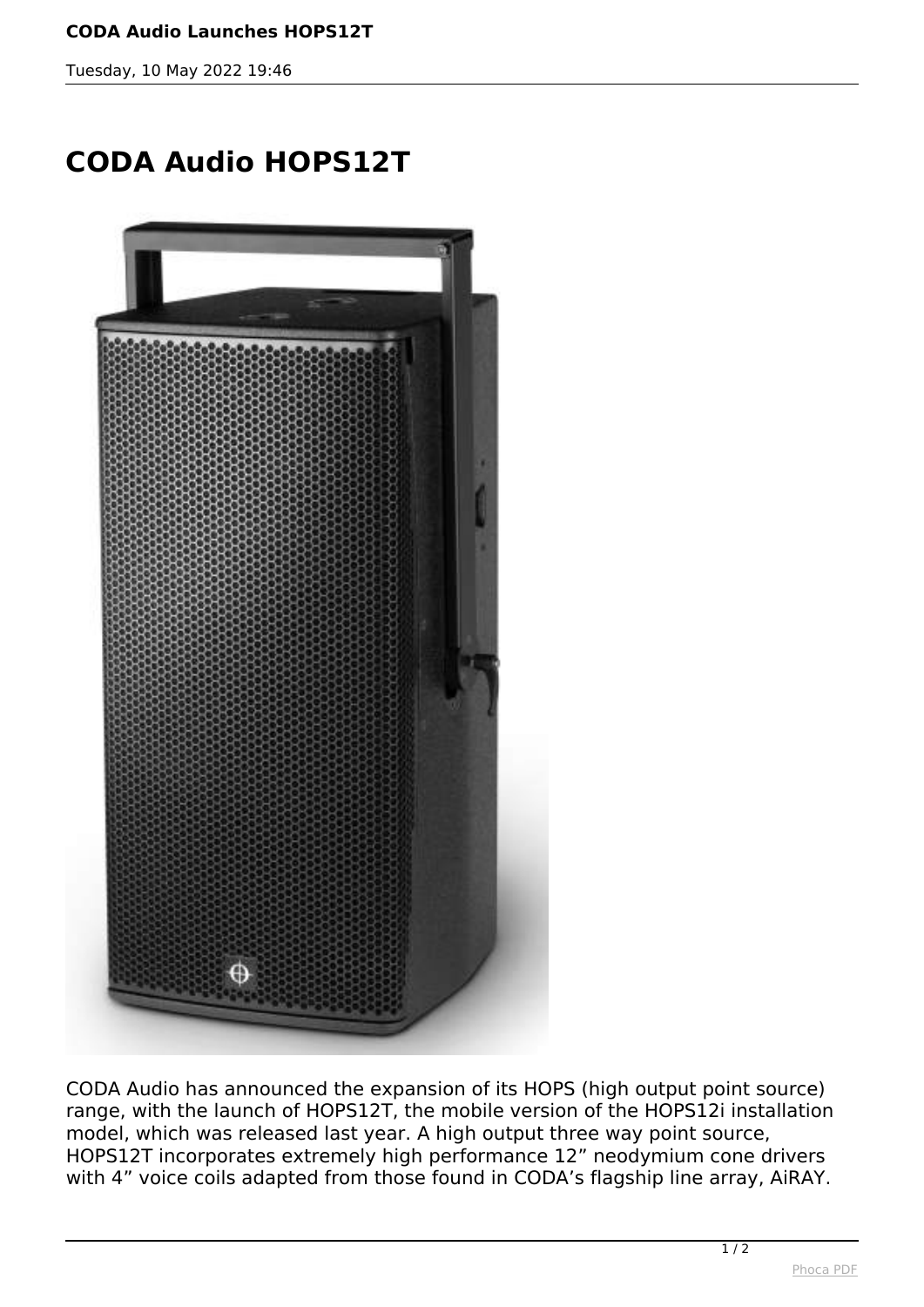# CODA Audio HOPS12T

CODA Audio has announced the expansion of its HOPS (high output point source) range, with the launch of HOPS12T, the mobile version of the HOPS12i installation model, which was released last year. A high output three way point source, HOPS12T incorporates extremely high performance 12” neodymium cone drivers with 4” voice coils adapted from those found in CODA’s flagship line array, AiRAY.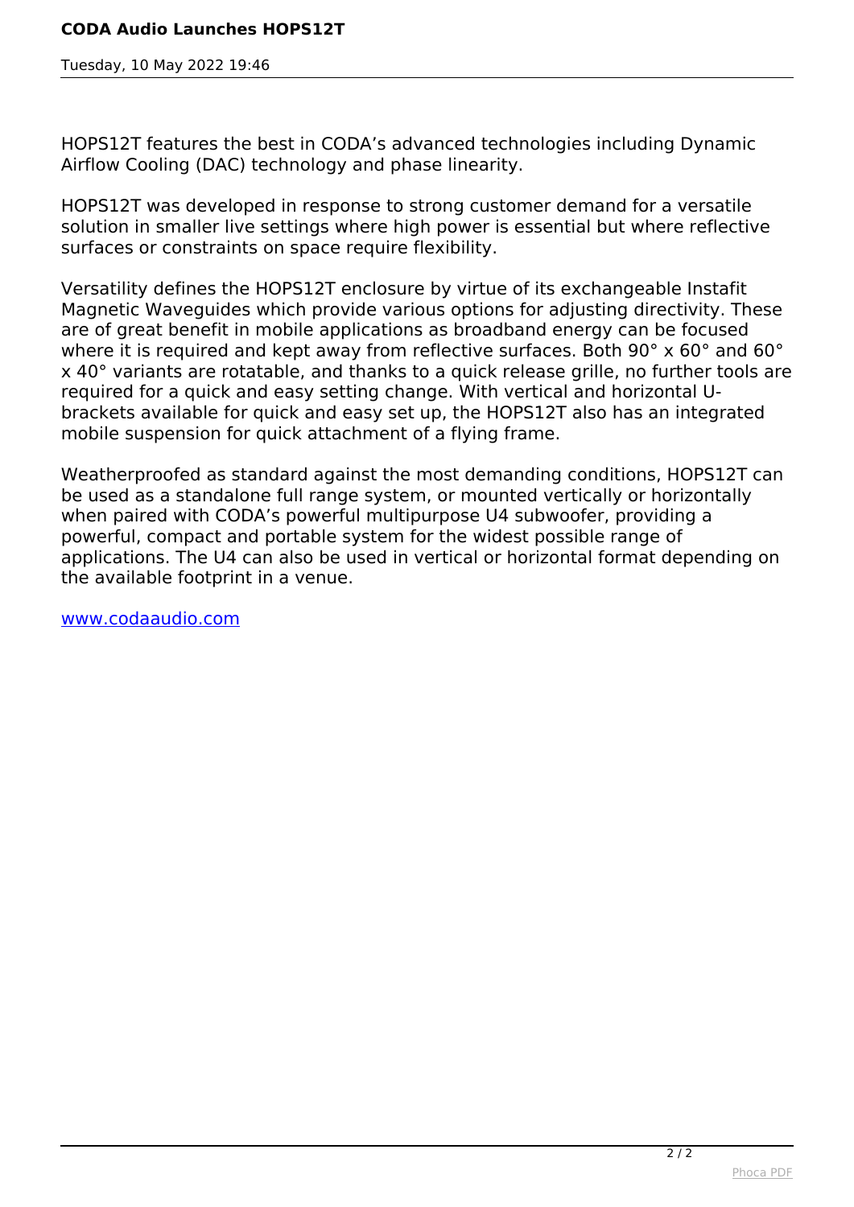HOPS12T features the best in CODA’s advanced technologies including Dynamic Airflow Cooling (DAC) technology and phase linearity.

HOPS12T was developed in response to strong customer demand for a versatile solution in smaller live settings where high power is essential but where reflective surfaces or constraints on space require flexibility.

Versatility defines the HOPS12T enclosure by virtue of its exchangeable Instafit Magnetic Waveguides which provide various options for adjusting directivity. These are of great benefit in mobile applications as broadband energy can be focused where it is required and kept away from reflective surfaces. Both 90° x 60° and 60° x 40° variants are rotatable, and thanks to a quick release grille, no further tools are required for a quick and easy setting change. With vertical and horizontal U-brackets available for quick and easy set up, the HOPS12T also has an integrated mobile suspension for quick attachment of a flying frame.

Weatherproofed as standard against the most demanding conditions, HOPS12T can be used as a standalone full range system, or mounted vertically or horizontally when paired with CODA’s powerful multipurpose U4 subwoofer, providing a powerful, compact and portable system for the widest possible range of applications. The U4 can also be used in vertical or horizontal format depending on the available footprint in a venue.

[www.codaaudio.com](http://www.codaaudio.com)